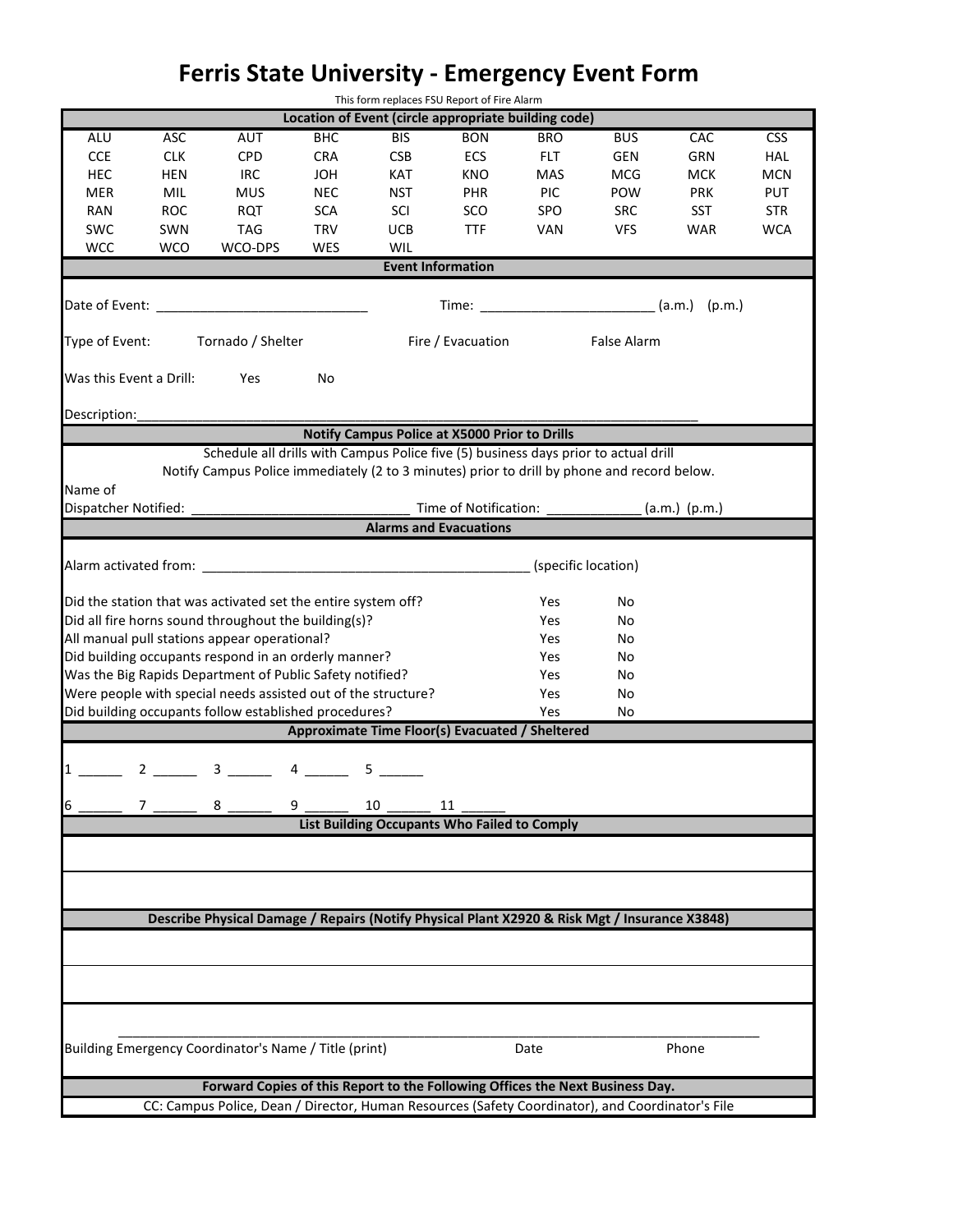# Ferris State University - Emergency Event Form

This form replaces FSU Report of Fire Alarm

**Location of Event (circle appropriate building code)**

| ALU | ASC | AUT | BHC | BIS | BON | BRO | BUS | CAC | CSS |
|---|---|---|---|---|---|---|---|---|---|
| CCE | CLK | CPD | CRA | CSB | ECS | FLT | GEN | GRN | HAL |
| HEC | HEN | IRC | JOH | KAT | KNO | MAS | MCG | MCK | MCN |
| MER | MIL | MUS | NEC | NST | PHR | PIC | POW | PRK | PUT |
| RAN | ROC | RQT | SCA | SCI | SCO | SPO | SRC | SST | STR |
| SWC | SWN | TAG | TRV | UCB | TTF | VAN | VFS | WAR | WCA |
| WCC | WCO | WCO-DPS | WES | WIL | | | | | |

**Event Information**

Date of Event: ____________________________ Time: ________________________ (a.m.) (p.m.)

Type of Event: Tornado / Shelter Fire / Evacuation False Alarm

Was this Event a Drill: Yes No

Description:_____________________________________________________________________________

**Notify Campus Police at X5000 Prior to Drills**

Schedule all drills with Campus Police five (5) business days prior to actual drill

Notify Campus Police immediately (2 to 3 minutes) prior to drill by phone and record below.

Name of Dispatcher Notified: ______________________________ Time of Notification: _____________ (a.m.) (p.m.)

**Alarms and Evacuations**

Alarm activated from: ____________________________________________ (specific location)

| | | |
|---|---|---|
| Did the station that was activated set the entire system off? | Yes | No |
| Did all fire horns sound throughout the building(s)? | Yes | No |
| All manual pull stations appear operational? | Yes | No |
| Did building occupants respond in an orderly manner? | Yes | No |
| Was the Big Rapids Department of Public Safety notified? | Yes | No |
| Were people with special needs assisted out of the structure? | Yes | No |
| Did building occupants follow established procedures? | Yes | No |

**Approximate Time Floor(s) Evacuated / Sheltered**

1 ______ 2 ______ 3 ______ 4 ______ 5 ______

6 ______ 7 ______ 8 ______ 9 ______ 10 ______ 11 ______

**List Building Occupants Who Failed to Comply**

**Describe Physical Damage / Repairs (Notify Physical Plant X2920 & Risk Mgt / Insurance X3848)**

_____________________________________________________________________________________________

Building Emergency Coordinator's Name / Title (print) Date Phone

**Forward Copies of this Report to the Following Offices the Next Business Day.**

CC: Campus Police, Dean / Director, Human Resources (Safety Coordinator), and Coordinator's File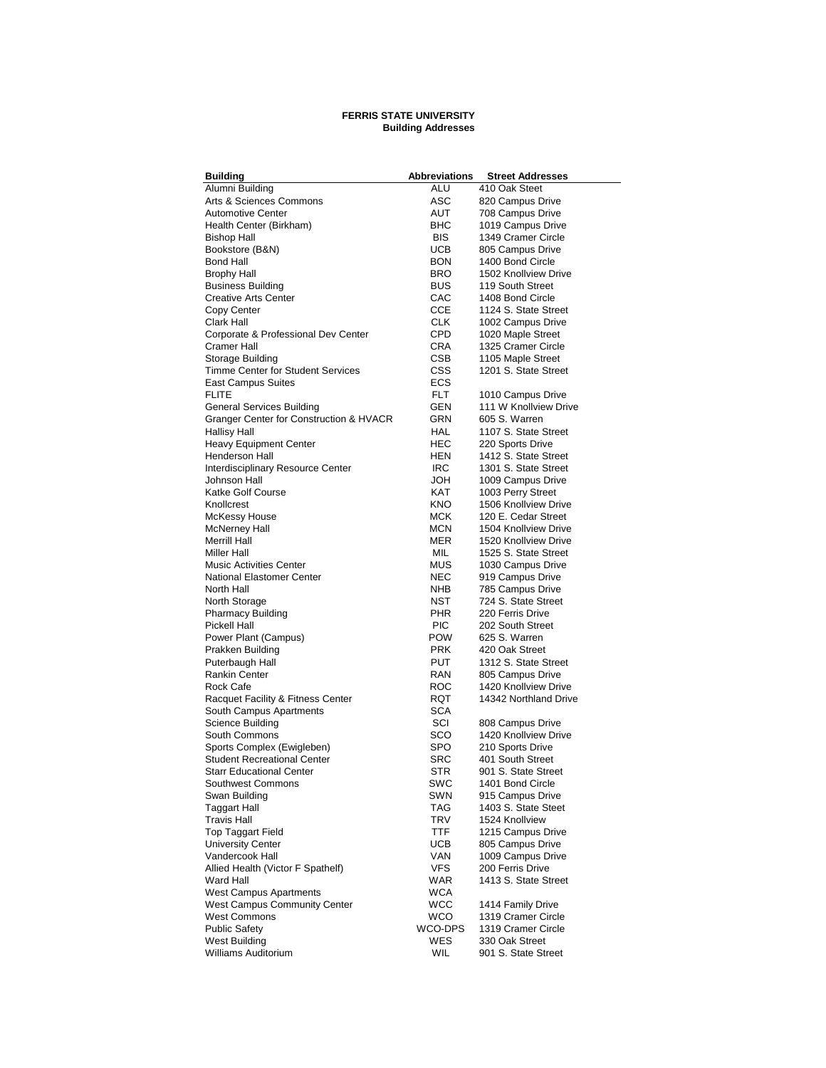**FERRIS STATE UNIVERSITY**
**Building Addresses**

| Building | Abbreviations | Street Addresses |
|---|---|---|
| Alumni Building | ALU | 410 Oak Steet |
| Arts & Sciences Commons | ASC | 820 Campus Drive |
| Automotive Center | AUT | 708 Campus Drive |
| Health Center (Birkham) | BHC | 1019 Campus Drive |
| Bishop Hall | BIS | 1349 Cramer Circle |
| Bookstore (B&N) | UCB | 805 Campus Drive |
| Bond Hall | BON | 1400 Bond Circle |
| Brophy Hall | BRO | 1502 Knollview Drive |
| Business Building | BUS | 119 South Street |
| Creative Arts Center | CAC | 1408 Bond Circle |
| Copy Center | CCE | 1124 S. State Street |
| Clark Hall | CLK | 1002 Campus Drive |
| Corporate & Professional Dev Center | CPD | 1020 Maple Street |
| Cramer Hall | CRA | 1325 Cramer Circle |
| Storage Building | CSB | 1105 Maple Street |
| Timme Center for Student Services | CSS | 1201 S. State Street |
| East Campus Suites | ECS | |
| FLITE | FLT | 1010 Campus Drive |
| General Services Building | GEN | 111 W Knollview Drive |
| Granger Center for Construction & HVACR | GRN | 605 S. Warren |
| Hallisy Hall | HAL | 1107 S. State Street |
| Heavy Equipment Center | HEC | 220 Sports Drive |
| Henderson Hall | HEN | 1412 S. State Street |
| Interdisciplinary Resource Center | IRC | 1301 S. State Street |
| Johnson Hall | JOH | 1009 Campus Drive |
| Katke Golf Course | KAT | 1003 Perry Street |
| Knollcrest | KNO | 1506 Knollview Drive |
| McKessy House | MCK | 120 E. Cedar Street |
| McNerney Hall | MCN | 1504 Knollview Drive |
| Merrill Hall | MER | 1520 Knollview Drive |
| Miller Hall | MIL | 1525 S. State Street |
| Music Activities Center | MUS | 1030 Campus Drive |
| National Elastomer Center | NEC | 919 Campus Drive |
| North Hall | NHB | 785 Campus Drive |
| North Storage | NST | 724 S. State Street |
| Pharmacy Building | PHR | 220 Ferris Drive |
| Pickell Hall | PIC | 202 South Street |
| Power Plant (Campus) | POW | 625 S. Warren |
| Prakken Building | PRK | 420 Oak Street |
| Puterbaugh Hall | PUT | 1312 S. State Street |
| Rankin Center | RAN | 805 Campus Drive |
| Rock Cafe | ROC | 1420 Knollview Drive |
| Racquet Facility & Fitness Center | RQT | 14342 Northland Drive |
| South Campus Apartments | SCA | |
| Science Building | SCI | 808 Campus Drive |
| South Commons | SCO | 1420 Knollview Drive |
| Sports Complex (Ewigleben) | SPO | 210 Sports Drive |
| Student Recreational Center | SRC | 401 South Street |
| Starr Educational Center | STR | 901 S. State Street |
| Southwest Commons | SWC | 1401 Bond Circle |
| Swan Building | SWN | 915 Campus Drive |
| Taggart Hall | TAG | 1403 S. State Steet |
| Travis Hall | TRV | 1524 Knollview |
| Top Taggart Field | TTF | 1215 Campus Drive |
| University Center | UCB | 805 Campus Drive |
| Vandercook Hall | VAN | 1009 Campus Drive |
| Allied Health (Victor F Spathelf) | VFS | 200 Ferris Drive |
| Ward Hall | WAR | 1413 S. State Street |
| West Campus Apartments | WCA | |
| West Campus Community Center | WCC | 1414 Family Drive |
| West Commons | WCO | 1319 Cramer Circle |
| Public Safety | WCO-DPS | 1319 Cramer Circle |
| West Building | WES | 330 Oak Street |
| Williams Auditorium | WIL | 901 S. State Street |